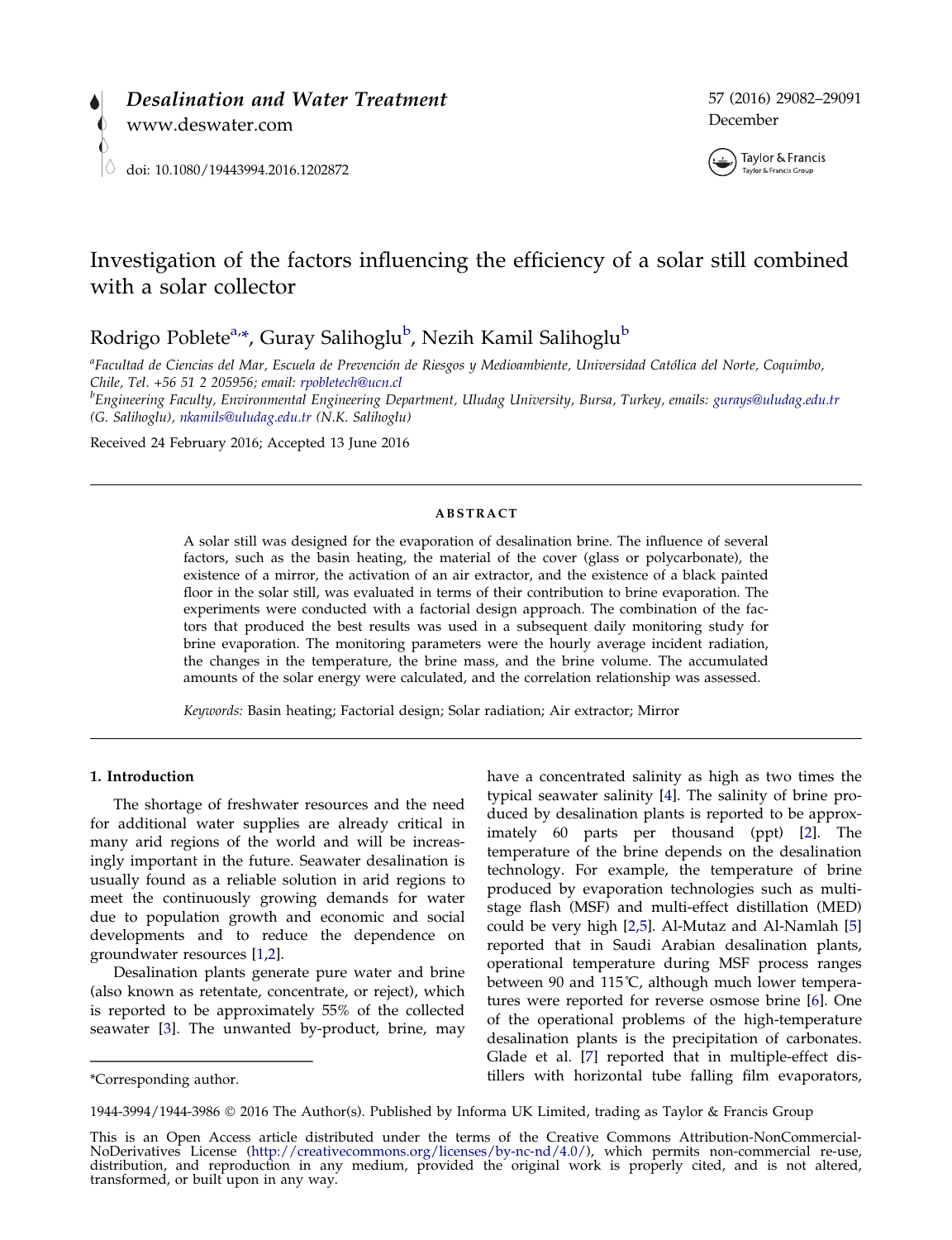# Investigation of the factors influencing the efficiency of a solar still combined with a solar collector

Rodrigo Poblete[a,*], Guray Salihoglu[b], Nezih Kamil Salihoglu[b]

[a]*Facultad de Ciencias del Mar, Escuela de Prevención de Riesgos y Medioambiente, Universidad Católica del Norte, Coquimbo, Chile, Tel. +56 51 2 205956; email: rpobletech@ucn.cl*

[b]*Engineering Faculty, Environmental Engineering Department, Uludag University, Bursa, Turkey, emails: gurays@uludag.edu.tr (G. Salihoglu), nkamils@uludag.edu.tr (N.K. Salihoglu)*

Received 24 February 2016; Accepted 13 June 2016

## ABSTRACT

A solar still was designed for the evaporation of desalination brine. The influence of several factors, such as the basin heating, the material of the cover (glass or polycarbonate), the existence of a mirror, the activation of an air extractor, and the existence of a black painted floor in the solar still, was evaluated in terms of their contribution to brine evaporation. The experiments were conducted with a factorial design approach. The combination of the factors that produced the best results was used in a subsequent daily monitoring study for brine evaporation. The monitoring parameters were the hourly average incident radiation, the changes in the temperature, the brine mass, and the brine volume. The accumulated amounts of the solar energy were calculated, and the correlation relationship was assessed.

*Keywords:* Basin heating; Factorial design; Solar radiation; Air extractor; Mirror

## 1. Introduction

The shortage of freshwater resources and the need for additional water supplies are already critical in many arid regions of the world and will be increasingly important in the future. Seawater desalination is usually found as a reliable solution in arid regions to meet the continuously growing demands for water due to population growth and economic and social developments and to reduce the dependence on groundwater resources [1,2].

Desalination plants generate pure water and brine (also known as retentate, concentrate, or reject), which is reported to be approximately 55% of the collected seawater [3]. The unwanted by-product, brine, may have a concentrated salinity as high as two times the typical seawater salinity [4]. The salinity of brine produced by desalination plants is reported to be approximately 60 parts per thousand (ppt) [2]. The temperature of the brine depends on the desalination technology. For example, the temperature of brine produced by evaporation technologies such as multi-stage flash (MSF) and multi-effect distillation (MED) could be very high [2,5]. Al-Mutaz and Al-Namlah [5] reported that in Saudi Arabian desalination plants, operational temperature during MSF process ranges between 90 and 115°C, although much lower temperatures were reported for reverse osmose brine [6]. One of the operational problems of the high-temperature desalination plants is the precipitation of carbonates. Glade et al. [7] reported that in multiple-effect distillers with horizontal tube falling film evaporators,

*Corresponding author.

1944-3994/1944-3986 © 2016 The Author(s). Published by Informa UK Limited, trading as Taylor & Francis Group

This is an Open Access article distributed under the terms of the Creative Commons Attribution-NonCommercial-NoDerivatives License (http://creativecommons.org/licenses/by-nc-nd/4.0/), which permits non-commercial re-use, distribution, and reproduction in any medium, provided the original work is properly cited, and is not altered, transformed, or built upon in any way.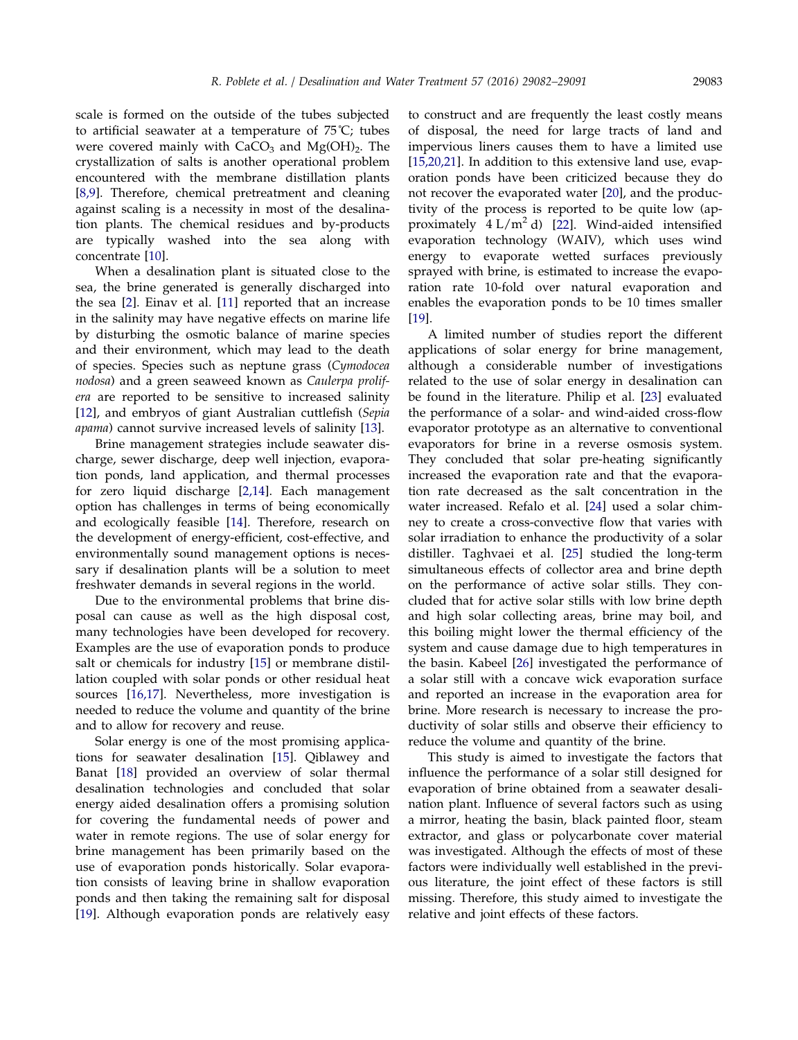scale is formed on the outside of the tubes subjected to artificial seawater at a temperature of 75˚C; tubes were covered mainly with $CaCO_3$ and $Mg(OH)_2$. The crystallization of salts is another operational problem encountered with the membrane distillation plants [8,9]. Therefore, chemical pretreatment and cleaning against scaling is a necessity in most of the desalination plants. The chemical residues and by-products are typically washed into the sea along with concentrate [10].

When a desalination plant is situated close to the sea, the brine generated is generally discharged into the sea [2]. Einav et al. [11] reported that an increase in the salinity may have negative effects on marine life by disturbing the osmotic balance of marine species and their environment, which may lead to the death of species. Species such as neptune grass (*Cymodocea nodosa*) and a green seaweed known as *Caulerpa prolifera* are reported to be sensitive to increased salinity [12], and embryos of giant Australian cuttlefish (*Sepia apama*) cannot survive increased levels of salinity [13].

Brine management strategies include seawater discharge, sewer discharge, deep well injection, evaporation ponds, land application, and thermal processes for zero liquid discharge [2,14]. Each management option has challenges in terms of being economically and ecologically feasible [14]. Therefore, research on the development of energy-efficient, cost-effective, and environmentally sound management options is necessary if desalination plants will be a solution to meet freshwater demands in several regions in the world.

Due to the environmental problems that brine disposal can cause as well as the high disposal cost, many technologies have been developed for recovery. Examples are the use of evaporation ponds to produce salt or chemicals for industry [15] or membrane distillation coupled with solar ponds or other residual heat sources [16,17]. Nevertheless, more investigation is needed to reduce the volume and quantity of the brine and to allow for recovery and reuse.

Solar energy is one of the most promising applications for seawater desalination [15]. Qiblawey and Banat [18] provided an overview of solar thermal desalination technologies and concluded that solar energy aided desalination offers a promising solution for covering the fundamental needs of power and water in remote regions. The use of solar energy for brine management has been primarily based on the use of evaporation ponds historically. Solar evaporation consists of leaving brine in shallow evaporation ponds and then taking the remaining salt for disposal [19]. Although evaporation ponds are relatively easy to construct and are frequently the least costly means of disposal, the need for large tracts of land and impervious liners causes them to have a limited use [15,20,21]. In addition to this extensive land use, evaporation ponds have been criticized because they do not recover the evaporated water [20], and the productivity of the process is reported to be quite low (approximately $4\ L/m^2\ d$) [22]. Wind-aided intensified evaporation technology (WAIV), which uses wind energy to evaporate wetted surfaces previously sprayed with brine, is estimated to increase the evaporation rate 10-fold over natural evaporation and enables the evaporation ponds to be 10 times smaller [19].

A limited number of studies report the different applications of solar energy for brine management, although a considerable number of investigations related to the use of solar energy in desalination can be found in the literature. Philip et al. [23] evaluated the performance of a solar- and wind-aided cross-flow evaporator prototype as an alternative to conventional evaporators for brine in a reverse osmosis system. They concluded that solar pre-heating significantly increased the evaporation rate and that the evaporation rate decreased as the salt concentration in the water increased. Refalo et al. [24] used a solar chimney to create a cross-convective flow that varies with solar irradiation to enhance the productivity of a solar distiller. Taghvaei et al. [25] studied the long-term simultaneous effects of collector area and brine depth on the performance of active solar stills. They concluded that for active solar stills with low brine depth and high solar collecting areas, brine may boil, and this boiling might lower the thermal efficiency of the system and cause damage due to high temperatures in the basin. Kabeel [26] investigated the performance of a solar still with a concave wick evaporation surface and reported an increase in the evaporation area for brine. More research is necessary to increase the productivity of solar stills and observe their efficiency to reduce the volume and quantity of the brine.

This study is aimed to investigate the factors that influence the performance of a solar still designed for evaporation of brine obtained from a seawater desalination plant. Influence of several factors such as using a mirror, heating the basin, black painted floor, steam extractor, and glass or polycarbonate cover material was investigated. Although the effects of most of these factors were individually well established in the previous literature, the joint effect of these factors is still missing. Therefore, this study aimed to investigate the relative and joint effects of these factors.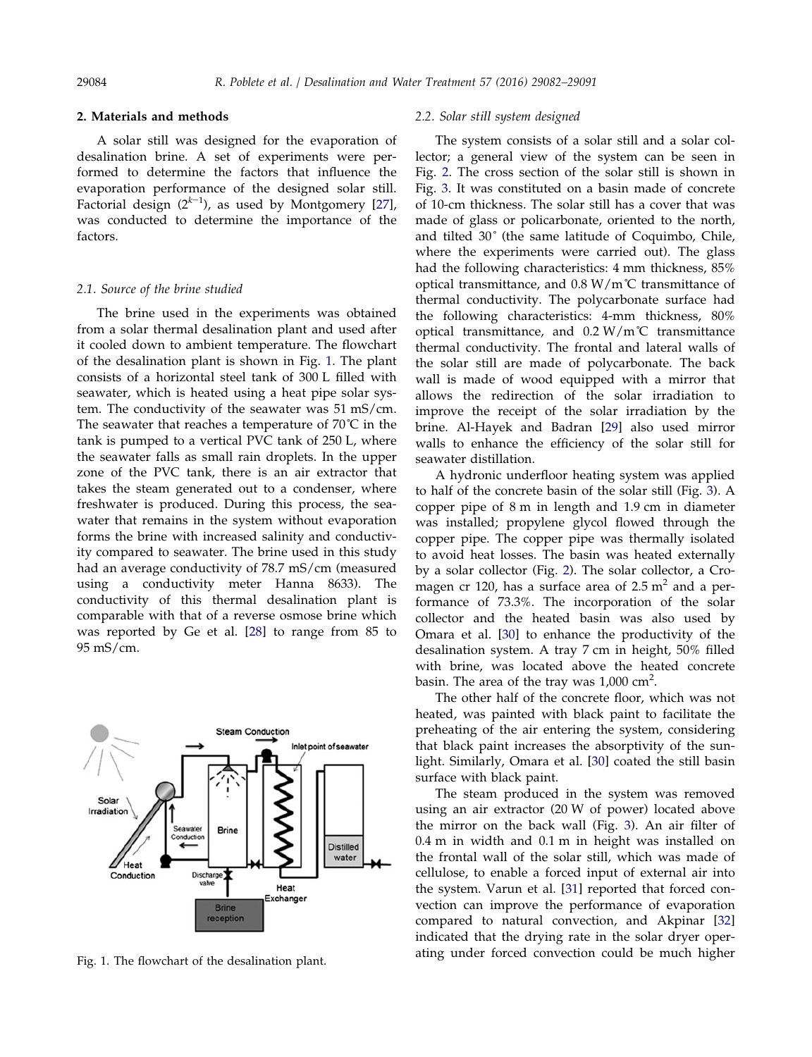## 2. Materials and methods

A solar still was designed for the evaporation of desalination brine. A set of experiments were performed to determine the factors that influence the evaporation performance of the designed solar still. Factorial design ($2^{k-1}$), as used by Montgomery [27], was conducted to determine the importance of the factors.

### 2.1. Source of the brine studied

The brine used in the experiments was obtained from a solar thermal desalination plant and used after it cooled down to ambient temperature. The flowchart of the desalination plant is shown in Fig. 1. The plant consists of a horizontal steel tank of 300 L filled with seawater, which is heated using a heat pipe solar system. The conductivity of the seawater was 51 mS/cm. The seawater that reaches a temperature of 70˚C in the tank is pumped to a vertical PVC tank of 250 L, where the seawater falls as small rain droplets. In the upper zone of the PVC tank, there is an air extractor that takes the steam generated out to a condenser, where freshwater is produced. During this process, the seawater that remains in the system without evaporation forms the brine with increased salinity and conductivity compared to seawater. The brine used in this study had an average conductivity of 78.7 mS/cm (measured using a conductivity meter Hanna 8633). The conductivity of this thermal desalination plant is comparable with that of a reverse osmose brine which was reported by Ge et al. [28] to range from 85 to 95 mS/cm.

Fig. 1. The flowchart of the desalination plant.

### 2.2. Solar still system designed

The system consists of a solar still and a solar collector; a general view of the system can be seen in Fig. 2. The cross section of the solar still is shown in Fig. 3. It was constituted on a basin made of concrete of 10-cm thickness. The solar still has a cover that was made of glass or policarbonate, oriented to the north, and tilted 30˚ (the same latitude of Coquimbo, Chile, where the experiments were carried out). The glass had the following characteristics: 4 mm thickness, 85% optical transmittance, and 0.8 W/m℃ transmittance of thermal conductivity. The polycarbonate surface had the following characteristics: 4-mm thickness, 80% optical transmittance, and 0.2 W/m℃ transmittance thermal conductivity. The frontal and lateral walls of the solar still are made of polycarbonate. The back wall is made of wood equipped with a mirror that allows the redirection of the solar irradiation to improve the receipt of the solar irradiation by the brine. Al-Hayek and Badran [29] also used mirror walls to enhance the efficiency of the solar still for seawater distillation.

A hydronic underfloor heating system was applied to half of the concrete basin of the solar still (Fig. 3). A copper pipe of 8 m in length and 1.9 cm in diameter was installed; propylene glycol flowed through the copper pipe. The copper pipe was thermally isolated to avoid heat losses. The basin was heated externally by a solar collector (Fig. 2). The solar collector, a Cromagen cr 120, has a surface area of 2.5 $m^2$ and a performance of 73.3%. The incorporation of the solar collector and the heated basin was also used by Omara et al. [30] to enhance the productivity of the desalination system. A tray 7 cm in height, 50% filled with brine, was located above the heated concrete basin. The area of the tray was 1,000 $cm^2$.

The other half of the concrete floor, which was not heated, was painted with black paint to facilitate the preheating of the air entering the system, considering that black paint increases the absorptivity of the sunlight. Similarly, Omara et al. [30] coated the still basin surface with black paint.

The steam produced in the system was removed using an air extractor (20 W of power) located above the mirror on the back wall (Fig. 3). An air filter of 0.4 m in width and 0.1 m in height was installed on the frontal wall of the solar still, which was made of cellulose, to enable a forced input of external air into the system. Varun et al. [31] reported that forced convection can improve the performance of evaporation compared to natural convection, and Akpinar [32] indicated that the drying rate in the solar dryer operating under forced convection could be much higher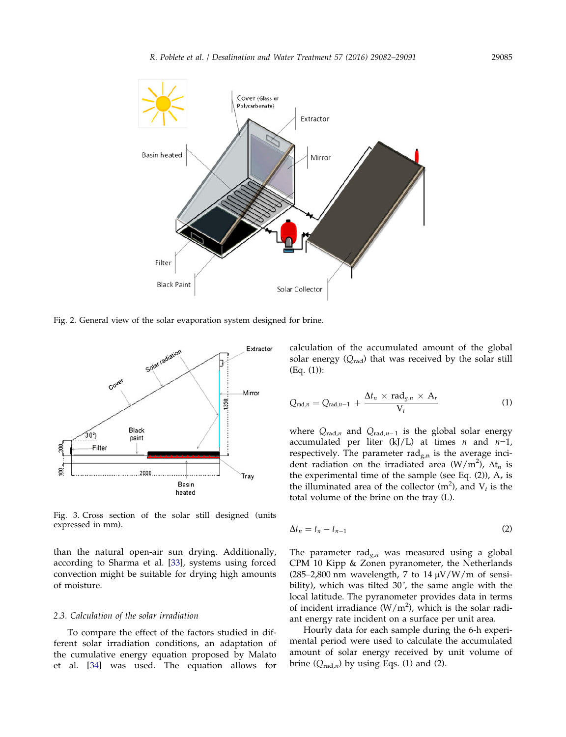Fig. 2. General view of the solar evaporation system designed for brine.

Fig. 3. Cross section of the solar still designed (units expressed in mm).

than the natural open-air sun drying. Additionally, according to Sharma et al. [33], systems using forced convection might be suitable for drying high amounts of moisture.

### 2.3. Calculation of the solar irradiation

To compare the effect of the factors studied in different solar irradiation conditions, an adaptation of the cumulative energy equation proposed by Malato et al. [34] was used. The equation allows for calculation of the accumulated amount of the global solar energy ($Q_{\text{rad}}$) that was received by the solar still (Eq. (1)):

$$Q_{\text{rad},n} = Q_{\text{rad},n-1} + \frac{\Delta t_n \times \text{rad}_{g,n} \times A_r}{V_t} \tag{1}$$

where $Q_{\text{rad},n}$ and $Q_{\text{rad},n-1}$ is the global solar energy accumulated per liter (kJ/L) at times $n$ and $n-1$, respectively. The parameter $\text{rad}_{g,n}$ is the average incident radiation on the irradiated area (W/m$^2$), $\Delta t_n$ is the experimental time of the sample (see Eq. (2)), $A_r$ is the illuminated area of the collector (m$^2$), and $V_t$ is the total volume of the brine on the tray (L).

$$\Delta t_n = t_n - t_{n-1} \tag{2}$$

The parameter $\text{rad}_{g,n}$ was measured using a global CPM 10 Kipp & Zonen pyranometer, the Netherlands (285–2,800 nm wavelength, 7 to 14 μV/W/m of sensibility), which was tilted 30˚, the same angle with the local latitude. The pyranometer provides data in terms of incident irradiance (W/m$^2$), which is the solar radiant energy rate incident on a surface per unit area.

Hourly data for each sample during the 6-h experimental period were used to calculate the accumulated amount of solar energy received by unit volume of brine ($Q_{\text{rad},n}$) by using Eqs. (1) and (2).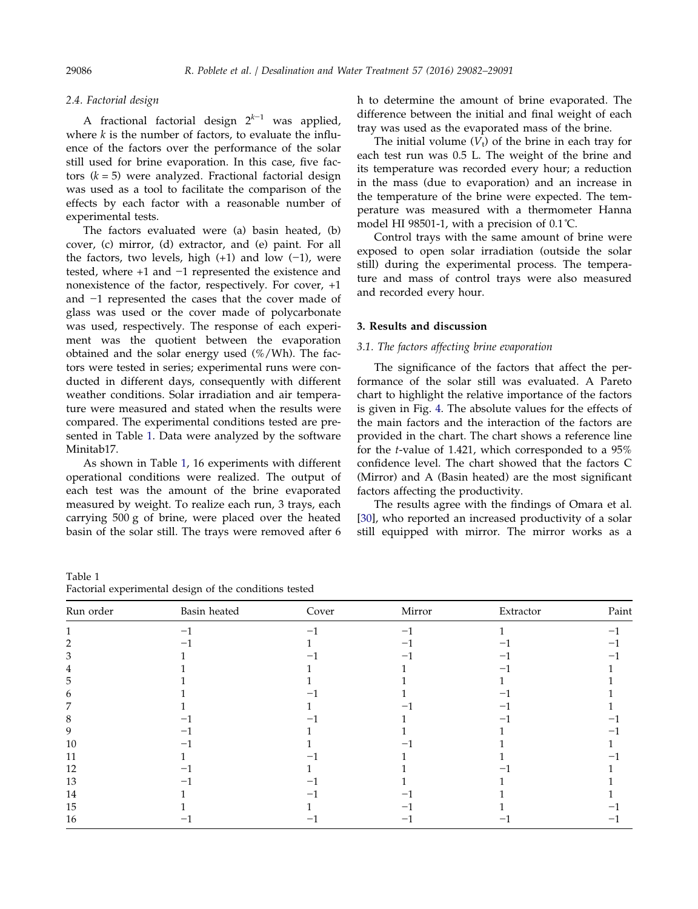### 2.4. Factorial design

A fractional factorial design $2^{k-1}$ was applied, where $k$ is the number of factors, to evaluate the influence of the factors over the performance of the solar still used for brine evaporation. In this case, five factors ($k = 5$) were analyzed. Fractional factorial design was used as a tool to facilitate the comparison of the effects by each factor with a reasonable number of experimental tests.

The factors evaluated were (a) basin heated, (b) cover, (c) mirror, (d) extractor, and (e) paint. For all the factors, two levels, high (+1) and low (−1), were tested, where +1 and −1 represented the existence and nonexistence of the factor, respectively. For cover, +1 and −1 represented the cases that the cover made of glass was used or the cover made of polycarbonate was used, respectively. The response of each experiment was the quotient between the evaporation obtained and the solar energy used (%/Wh). The factors were tested in series; experimental runs were conducted in different days, consequently with different weather conditions. Solar irradiation and air temperature were measured and stated when the results were compared. The experimental conditions tested are presented in Table 1. Data were analyzed by the software Minitab17.

As shown in Table 1, 16 experiments with different operational conditions were realized. The output of each test was the amount of the brine evaporated measured by weight. To realize each run, 3 trays, each carrying 500 g of brine, were placed over the heated basin of the solar still. The trays were removed after 6 h to determine the amount of brine evaporated. The difference between the initial and final weight of each tray was used as the evaporated mass of the brine.

The initial volume ($V_t$) of the brine in each tray for each test run was 0.5 L. The weight of the brine and its temperature was recorded every hour; a reduction in the mass (due to evaporation) and an increase in the temperature of the brine were expected. The temperature was measured with a thermometer Hanna model HI 98501-1, with a precision of 0.1˚C.

Control trays with the same amount of brine were exposed to open solar irradiation (outside the solar still) during the experimental process. The temperature and mass of control trays were also measured and recorded every hour.

## 3. Results and discussion

### 3.1. The factors affecting brine evaporation

The significance of the factors that affect the performance of the solar still was evaluated. A Pareto chart to highlight the relative importance of the factors is given in Fig. 4. The absolute values for the effects of the main factors and the interaction of the factors are provided in the chart. The chart shows a reference line for the $t$-value of 1.421, which corresponded to a 95% confidence level. The chart showed that the factors C (Mirror) and A (Basin heated) are the most significant factors affecting the productivity.

The results agree with the findings of Omara et al. [30], who reported an increased productivity of a solar still equipped with mirror. The mirror works as a

Table 1
Factorial experimental design of the conditions tested

| Run order | Basin heated | Cover | Mirror | Extractor | Paint |
|---|---|---|---|---|---|
| 1 | −1 | −1 | −1 | 1 | −1 |
| 2 | −1 | 1 | −1 | −1 | −1 |
| 3 | 1 | −1 | −1 | −1 | −1 |
| 4 | 1 | 1 | 1 | −1 | 1 |
| 5 | 1 | 1 | 1 | 1 | 1 |
| 6 | 1 | −1 | 1 | −1 | 1 |
| 7 | 1 | 1 | −1 | −1 | 1 |
| 8 | −1 | −1 | 1 | −1 | −1 |
| 9 | −1 | 1 | 1 | 1 | −1 |
| 10 | −1 | 1 | −1 | 1 | 1 |
| 11 | 1 | −1 | 1 | 1 | −1 |
| 12 | −1 | 1 | 1 | −1 | 1 |
| 13 | −1 | −1 | 1 | 1 | 1 |
| 14 | 1 | −1 | −1 | 1 | 1 |
| 15 | 1 | 1 | −1 | 1 | −1 |
| 16 | −1 | −1 | −1 | −1 | −1 |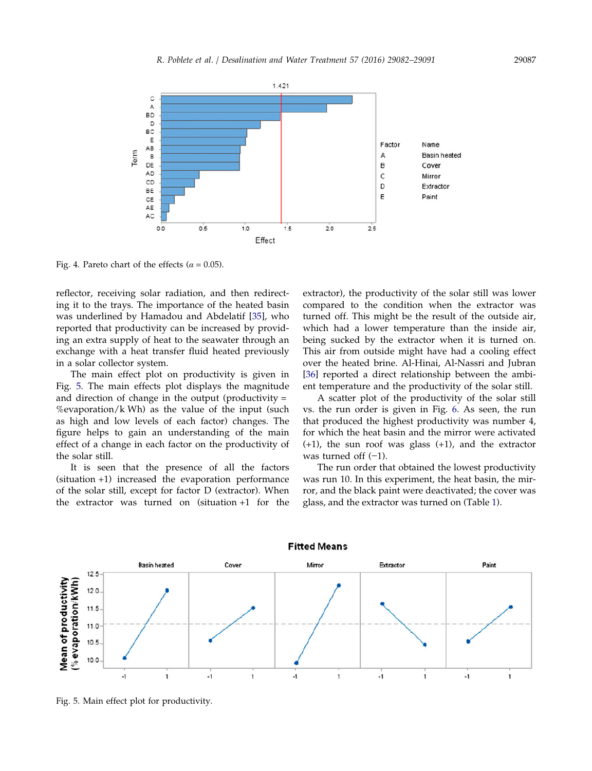Fig. 4. Pareto chart of the effects (α = 0.05).

reflector, receiving solar radiation, and then redirecting it to the trays. The importance of the heated basin was underlined by Hamadou and Abdelatif [35], who reported that productivity can be increased by providing an extra supply of heat to the seawater through an exchange with a heat transfer fluid heated previously in a solar collector system.

The main effect plot on productivity is given in Fig. 5. The main effects plot displays the magnitude and direction of change in the output (productivity = %evaporation/k Wh) as the value of the input (such as high and low levels of each factor) changes. The figure helps to gain an understanding of the main effect of a change in each factor on the productivity of the solar still.

It is seen that the presence of all the factors (situation +1) increased the evaporation performance of the solar still, except for factor D (extractor). When the extractor was turned on (situation +1 for the extractor), the productivity of the solar still was lower compared to the condition when the extractor was turned off. This might be the result of the outside air, which had a lower temperature than the inside air, being sucked by the extractor when it is turned on. This air from outside might have had a cooling effect over the heated brine. Al-Hinai, Al-Nassri and Jubran [36] reported a direct relationship between the ambient temperature and the productivity of the solar still.

A scatter plot of the productivity of the solar still vs. the run order is given in Fig. 6. As seen, the run that produced the highest productivity was number 4, for which the heat basin and the mirror were activated (+1), the sun roof was glass (+1), and the extractor was turned off (−1).

The run order that obtained the lowest productivity was run 10. In this experiment, the heat basin, the mirror, and the black paint were deactivated; the cover was glass, and the extractor was turned on (Table 1).

Fig. 5. Main effect plot for productivity.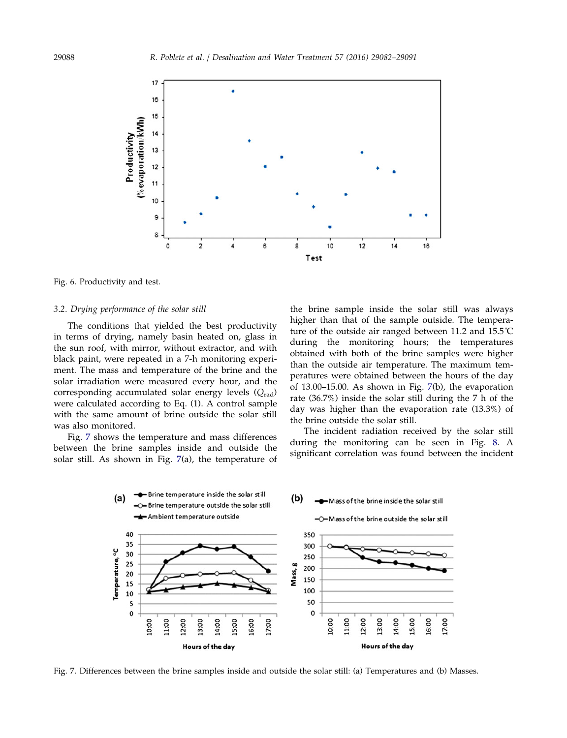Fig. 6. Productivity and test.

### 3.2. Drying performance of the solar still

The conditions that yielded the best productivity in terms of drying, namely basin heated on, glass in the sun roof, with mirror, without extractor, and with black paint, were repeated in a 7-h monitoring experiment. The mass and temperature of the brine and the solar irradiation were measured every hour, and the corresponding accumulated solar energy levels ($Q_{rad}$) were calculated according to Eq. (1). A control sample with the same amount of brine outside the solar still was also monitored.

Fig. 7 shows the temperature and mass differences between the brine samples inside and outside the solar still. As shown in Fig. 7(a), the temperature of the brine sample inside the solar still was always higher than that of the sample outside. The temperature of the outside air ranged between 11.2 and 15.5°C during the monitoring hours; the temperatures obtained with both of the brine samples were higher than the outside air temperature. The maximum temperatures were obtained between the hours of the day of 13.00–15.00. As shown in Fig. 7(b), the evaporation rate (36.7%) inside the solar still during the 7 h of the day was higher than the evaporation rate (13.3%) of the brine outside the solar still.

The incident radiation received by the solar still during the monitoring can be seen in Fig. 8. A significant correlation was found between the incident

Fig. 7. Differences between the brine samples inside and outside the solar still: (a) Temperatures and (b) Masses.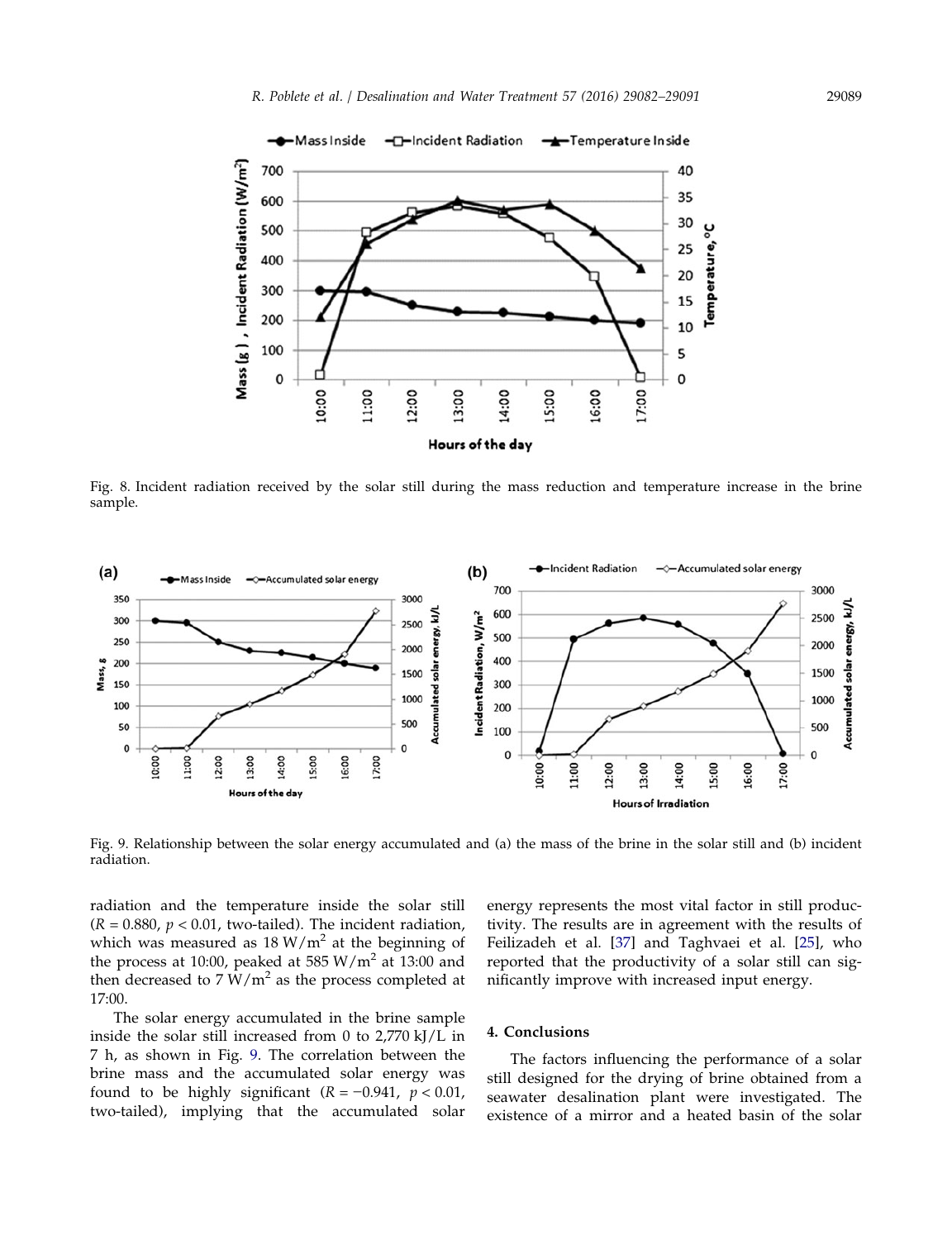Fig. 8. Incident radiation received by the solar still during the mass reduction and temperature increase in the brine sample.

Fig. 9. Relationship between the solar energy accumulated and (a) the mass of the brine in the solar still and (b) incident radiation.

radiation and the temperature inside the solar still ($R = 0.880$, $p < 0.01$, two-tailed). The incident radiation, which was measured as 18 $W/m^2$ at the beginning of the process at 10:00, peaked at 585 $W/m^2$ at 13:00 and then decreased to 7 $W/m^2$ as the process completed at 17:00.

The solar energy accumulated in the brine sample inside the solar still increased from 0 to 2,770 kJ/L in 7 h, as shown in Fig. 9. The correlation between the brine mass and the accumulated solar energy was found to be highly significant ($R = -0.941$, $p < 0.01$, two-tailed), implying that the accumulated solar energy represents the most vital factor in still productivity. The results are in agreement with the results of Feilizadeh et al. [37] and Taghvaei et al. [25], who reported that the productivity of a solar still can significantly improve with increased input energy.

## 4. Conclusions

The factors influencing the performance of a solar still designed for the drying of brine obtained from a seawater desalination plant were investigated. The existence of a mirror and a heated basin of the solar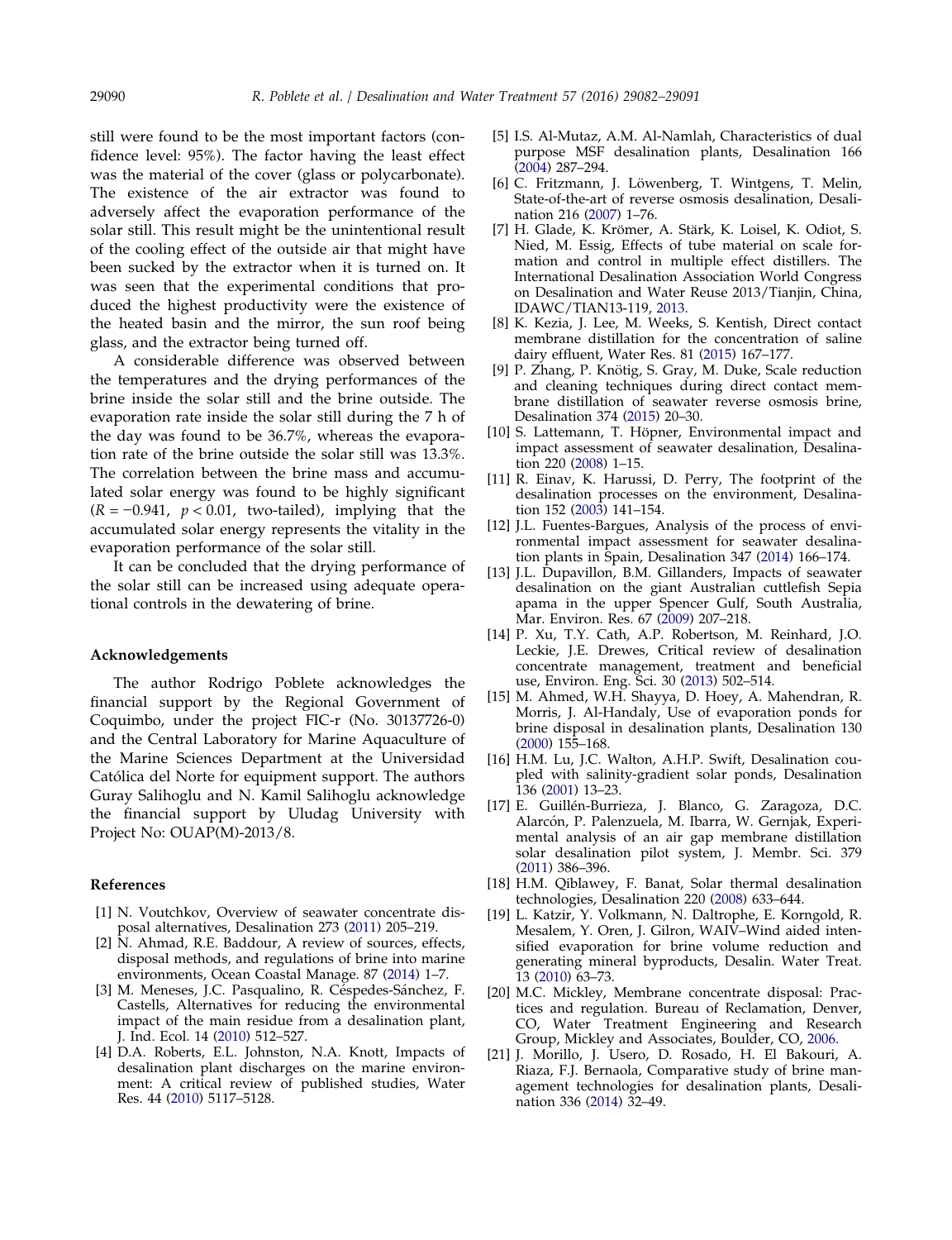still were found to be the most important factors (confidence level: 95%). The factor having the least effect was the material of the cover (glass or polycarbonate). The existence of the air extractor was found to adversely affect the evaporation performance of the solar still. This result might be the unintentional result of the cooling effect of the outside air that might have been sucked by the extractor when it is turned on. It was seen that the experimental conditions that produced the highest productivity were the existence of the heated basin and the mirror, the sun roof being glass, and the extractor being turned off.

A considerable difference was observed between the temperatures and the drying performances of the brine inside the solar still and the brine outside. The evaporation rate inside the solar still during the 7 h of the day was found to be 36.7%, whereas the evaporation rate of the brine outside the solar still was 13.3%. The correlation between the brine mass and accumulated solar energy was found to be highly significant ($R = -0.941$, $p < 0.01$, two-tailed), implying that the accumulated solar energy represents the vitality in the evaporation performance of the solar still.

It can be concluded that the drying performance of the solar still can be increased using adequate operational controls in the dewatering of brine.

## Acknowledgements

The author Rodrigo Poblete acknowledges the financial support by the Regional Government of Coquimbo, under the project FIC-r (No. 30137726-0) and the Central Laboratory for Marine Aquaculture of the Marine Sciences Department at the Universidad Católica del Norte for equipment support. The authors Guray Salihoglu and N. Kamil Salihoglu acknowledge the financial support by Uludag University with Project No: OUAP(M)-2013/8.

## References

- [1] N. Voutchkov, Overview of seawater concentrate disposal alternatives, Desalination 273 (2011) 205–219.
- [2] N. Ahmad, R.E. Baddour, A review of sources, effects, disposal methods, and regulations of brine into marine environments, Ocean Coastal Manage. 87 (2014) 1–7.
- [3] M. Meneses, J.C. Pasqualino, R. Céspedes-Sánchez, F. Castells, Alternatives for reducing the environmental impact of the main residue from a desalination plant, J. Ind. Ecol. 14 (2010) 512–527.
- [4] D.A. Roberts, E.L. Johnston, N.A. Knott, Impacts of desalination plant discharges on the marine environment: A critical review of published studies, Water Res. 44 (2010) 5117–5128.
- [5] I.S. Al-Mutaz, A.M. Al-Namlah, Characteristics of dual purpose MSF desalination plants, Desalination 166 (2004) 287–294.
- [6] C. Fritzmann, J. Löwenberg, T. Wintgens, T. Melin, State-of-the-art of reverse osmosis desalination, Desalination 216 (2007) 1–76.
- [7] H. Glade, K. Krömer, A. Stärk, K. Loisel, K. Odiot, S. Nied, M. Essig, Effects of tube material on scale formation and control in multiple effect distillers. The International Desalination Association World Congress on Desalination and Water Reuse 2013/Tianjin, China, IDAWC/TIAN13-119, 2013.
- [8] K. Kezia, J. Lee, M. Weeks, S. Kentish, Direct contact membrane distillation for the concentration of saline dairy effluent, Water Res. 81 (2015) 167–177.
- [9] P. Zhang, P. Knötig, S. Gray, M. Duke, Scale reduction and cleaning techniques during direct contact membrane distillation of seawater reverse osmosis brine, Desalination 374 (2015) 20–30.
- [10] S. Lattemann, T. Höpner, Environmental impact and impact assessment of seawater desalination, Desalination 220 (2008) 1–15.
- [11] R. Einav, K. Harussi, D. Perry, The footprint of the desalination processes on the environment, Desalination 152 (2003) 141–154.
- [12] J.L. Fuentes-Bargues, Analysis of the process of environmental impact assessment for seawater desalination plants in Spain, Desalination 347 (2014) 166–174.
- [13] J.L. Dupavillon, B.M. Gillanders, Impacts of seawater desalination on the giant Australian cuttlefish Sepia apama in the upper Spencer Gulf, South Australia, Mar. Environ. Res. 67 (2009) 207–218.
- [14] P. Xu, T.Y. Cath, A.P. Robertson, M. Reinhard, J.O. Leckie, J.E. Drewes, Critical review of desalination concentrate management, treatment and beneficial use, Environ. Eng. Sci. 30 (2013) 502–514.
- [15] M. Ahmed, W.H. Shayya, D. Hoey, A. Mahendran, R. Morris, J. Al-Handaly, Use of evaporation ponds for brine disposal in desalination plants, Desalination 130 (2000) 155–168.
- [16] H.M. Lu, J.C. Walton, A.H.P. Swift, Desalination coupled with salinity-gradient solar ponds, Desalination 136 (2001) 13–23.
- [17] E. Guillén-Burrieza, J. Blanco, G. Zaragoza, D.C. Alarcón, P. Palenzuela, M. Ibarra, W. Gernjak, Experimental analysis of an air gap membrane distillation solar desalination pilot system, J. Membr. Sci. 379 (2011) 386–396.
- [18] H.M. Qiblawey, F. Banat, Solar thermal desalination technologies, Desalination 220 (2008) 633–644.
- [19] L. Katzir, Y. Volkmann, N. Daltrophe, E. Korngold, R. Mesalem, Y. Oren, J. Gilron, WAIV–Wind aided intensified evaporation for brine volume reduction and generating mineral byproducts, Desalin. Water Treat. 13 (2010) 63–73.
- [20] M.C. Mickley, Membrane concentrate disposal: Practices and regulation. Bureau of Reclamation, Denver, CO, Water Treatment Engineering and Research Group, Mickley and Associates, Boulder, CO, 2006.
- [21] J. Morillo, J. Usero, D. Rosado, H. El Bakouri, A. Riaza, F.J. Bernaola, Comparative study of brine management technologies for desalination plants, Desalination 336 (2014) 32–49.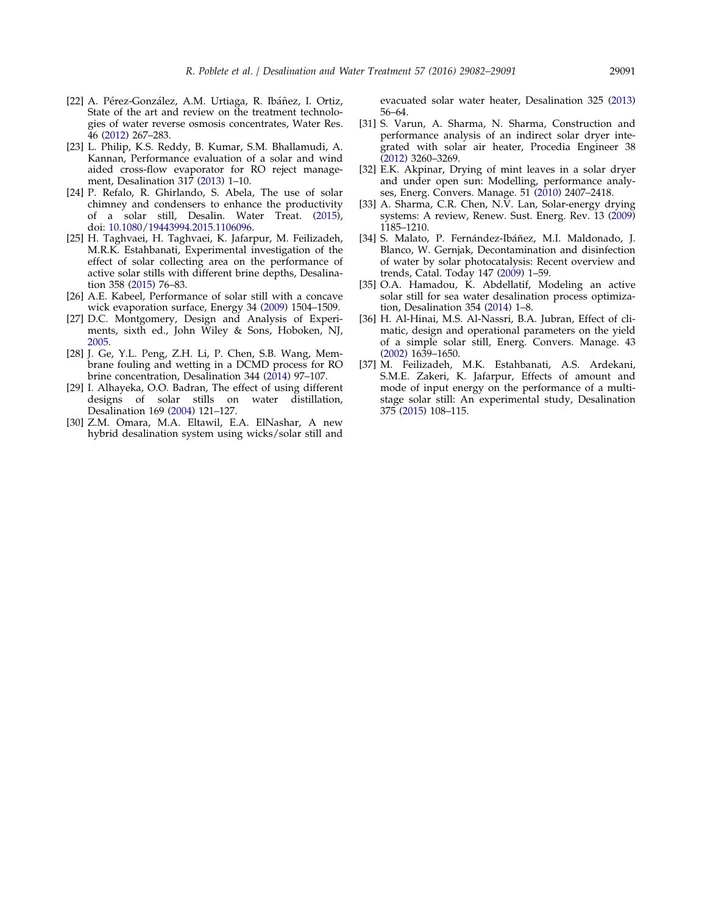[22] A. Pérez-González, A.M. Urtiaga, R. Ibáñez, I. Ortiz, State of the art and review on the treatment technologies of water reverse osmosis concentrates, Water Res. 46 (2012) 267–283.

[23] L. Philip, K.S. Reddy, B. Kumar, S.M. Bhallamudi, A. Kannan, Performance evaluation of a solar and wind aided cross-flow evaporator for RO reject management, Desalination 317 (2013) 1–10.

[24] P. Refalo, R. Ghirlando, S. Abela, The use of solar chimney and condensers to enhance the productivity of a solar still, Desalin. Water Treat. (2015), doi: 10.1080/19443994.2015.1106096.

[25] H. Taghvaei, H. Taghvaei, K. Jafarpur, M. Feilizadeh, M.R.K. Estahbanati, Experimental investigation of the effect of solar collecting area on the performance of active solar stills with different brine depths, Desalination 358 (2015) 76–83.

[26] A.E. Kabeel, Performance of solar still with a concave wick evaporation surface, Energy 34 (2009) 1504–1509.

[27] D.C. Montgomery, Design and Analysis of Experiments, sixth ed., John Wiley & Sons, Hoboken, NJ, 2005.

[28] J. Ge, Y.L. Peng, Z.H. Li, P. Chen, S.B. Wang, Membrane fouling and wetting in a DCMD process for RO brine concentration, Desalination 344 (2014) 97–107.

[29] I. Alhayeka, O.O. Badran, The effect of using different designs of solar stills on water distillation, Desalination 169 (2004) 121–127.

[30] Z.M. Omara, M.A. Eltawil, E.A. ElNashar, A new hybrid desalination system using wicks/solar still and evacuated solar water heater, Desalination 325 (2013) 56–64.

[31] S. Varun, A. Sharma, N. Sharma, Construction and performance analysis of an indirect solar dryer integrated with solar air heater, Procedia Engineer 38 (2012) 3260–3269.

[32] E.K. Akpinar, Drying of mint leaves in a solar dryer and under open sun: Modelling, performance analyses, Energ. Convers. Manage. 51 (2010) 2407–2418.

[33] A. Sharma, C.R. Chen, N.V. Lan, Solar-energy drying systems: A review, Renew. Sust. Energ. Rev. 13 (2009) 1185–1210.

[34] S. Malato, P. Fernández-Ibáñez, M.I. Maldonado, J. Blanco, W. Gernjak, Decontamination and disinfection of water by solar photocatalysis: Recent overview and trends, Catal. Today 147 (2009) 1–59.

[35] O.A. Hamadou, K. Abdellatif, Modeling an active solar still for sea water desalination process optimization, Desalination 354 (2014) 1–8.

[36] H. Al-Hinai, M.S. Al-Nassri, B.A. Jubran, Effect of climatic, design and operational parameters on the yield of a simple solar still, Energ. Convers. Manage. 43 (2002) 1639–1650.

[37] M. Feilizadeh, M.K. Estahbanati, A.S. Ardekani, S.M.E. Zakeri, K. Jafarpur, Effects of amount and mode of input energy on the performance of a multi-stage solar still: An experimental study, Desalination 375 (2015) 108–115.